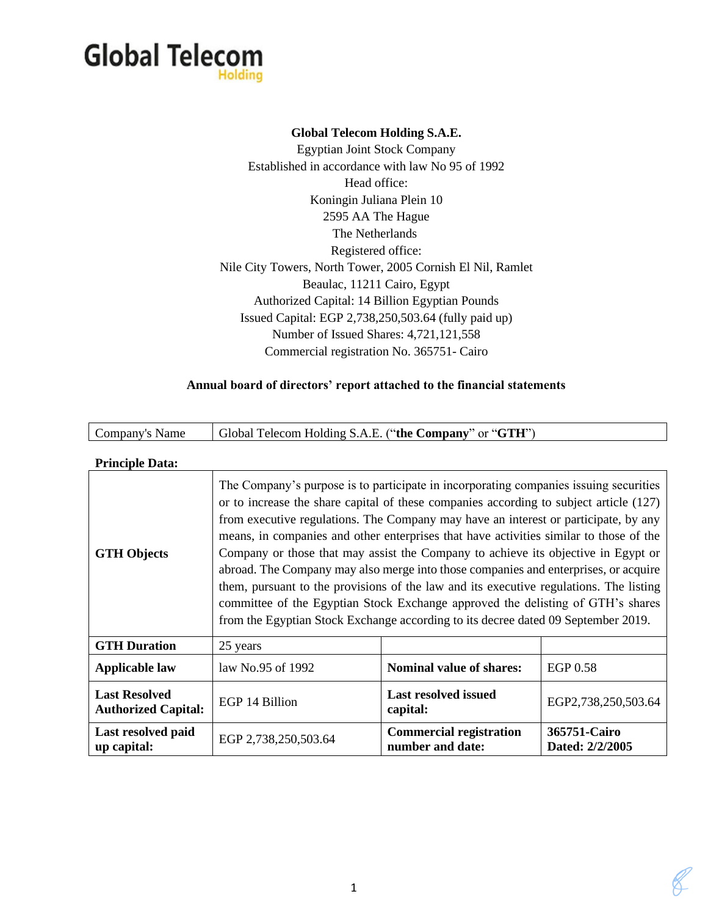Global Telecom
Holding

**Global Telecom Holding S.A.E.**
Egyptian Joint Stock Company
Established in accordance with law No 95 of 1992
Head office:
Koningin Juliana Plein 10
2595 AA The Hague
The Netherlands
Registered office:
Nile City Towers, North Tower, 2005 Cornish El Nil, Ramlet
Beaulac, 11211 Cairo, Egypt
Authorized Capital: 14 Billion Egyptian Pounds
Issued Capital: EGP 2,738,250,503.64 (fully paid up)
Number of Issued Shares: 4,721,121,558
Commercial registration No. 365751- Cairo

**Annual board of directors' report attached to the financial statements**

| | |
|---|---|
| Company's Name | Global Telecom Holding S.A.E. ("**the Company**" or "**GTH**") |

**Principle Data:**

| | | | |
|---|---|---|---|
| **GTH Objects** | The Company's purpose is to participate in incorporating companies issuing securities or to increase the share capital of these companies according to subject article (127) from executive regulations. The Company may have an interest or participate, by any means, in companies and other enterprises that have activities similar to those of the Company or those that may assist the Company to achieve its objective in Egypt or abroad. The Company may also merge into those companies and enterprises, or acquire them, pursuant to the provisions of the law and its executive regulations. The listing committee of the Egyptian Stock Exchange approved the delisting of GTH's shares from the Egyptian Stock Exchange according to its decree dated 09 September 2019. | | |
| **GTH Duration** | 25 years | | |
| **Applicable law** | law No.95 of 1992 | **Nominal value of shares:** | EGP 0.58 |
| **Last Resolved Authorized Capital:** | EGP 14 Billion | **Last resolved issued capital:** | EGP2,738,250,503.64 |
| **Last resolved paid up capital:** | EGP 2,738,250,503.64 | **Commercial registration number and date:** | **365751-Cairo Dated: 2/2/2005** |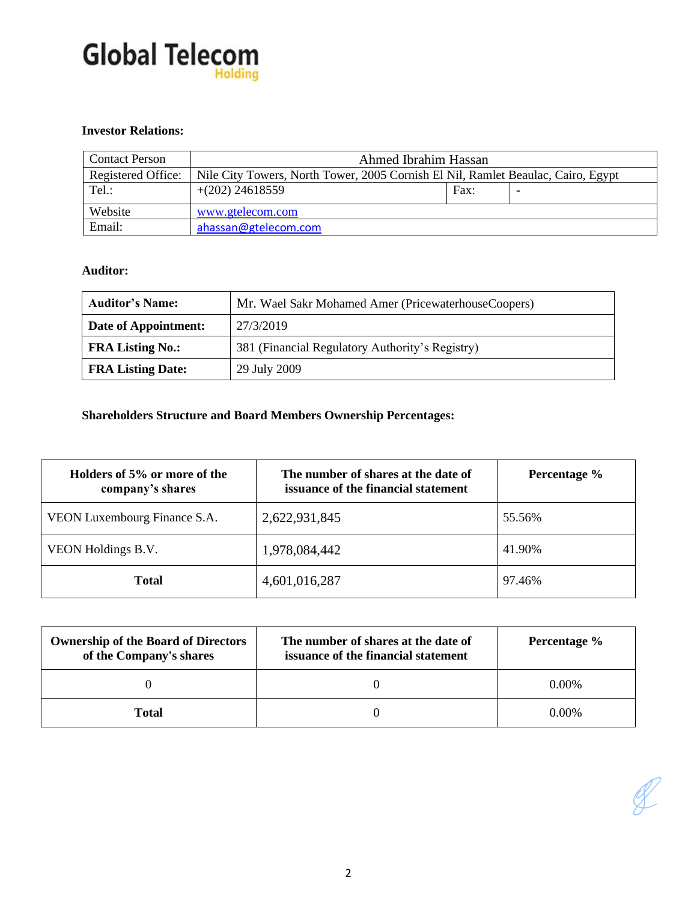**Investor Relations:**

| | | | |
|---|---|---|---|
| Contact Person | Ahmed Ibrahim Hassan | | |
| Registered Office: | Nile City Towers, North Tower, 2005 Cornish El Nil, Ramlet Beaulac, Cairo, Egypt | | |
| Tel.: | +(202) 24618559 | Fax: | - |
| Website | www.gtelecom.com | | |
| Email: | ahassan@gtelecom.com | | |

**Auditor:**

| | |
|---|---|
| **Auditor's Name:** | Mr. Wael Sakr Mohamed Amer (PricewaterhouseCoopers) |
| **Date of Appointment:** | 27/3/2019 |
| **FRA Listing No.:** | 381 (Financial Regulatory Authority's Registry) |
| **FRA Listing Date:** | 29 July 2009 |

**Shareholders Structure and Board Members Ownership Percentages:**

| Holders of 5% or more of the company's shares | The number of shares at the date of issuance of the financial statement | Percentage % |
|---|---|---|
| VEON Luxembourg Finance S.A. | 2,622,931,845 | 55.56% |
| VEON Holdings B.V. | 1,978,084,442 | 41.90% |
| **Total** | 4,601,016,287 | 97.46% |

| Ownership of the Board of Directors of the Company's shares | The number of shares at the date of issuance of the financial statement | Percentage % |
|---|---|---|
| 0 | 0 | 0.00% |
| **Total** | 0 | 0.00% |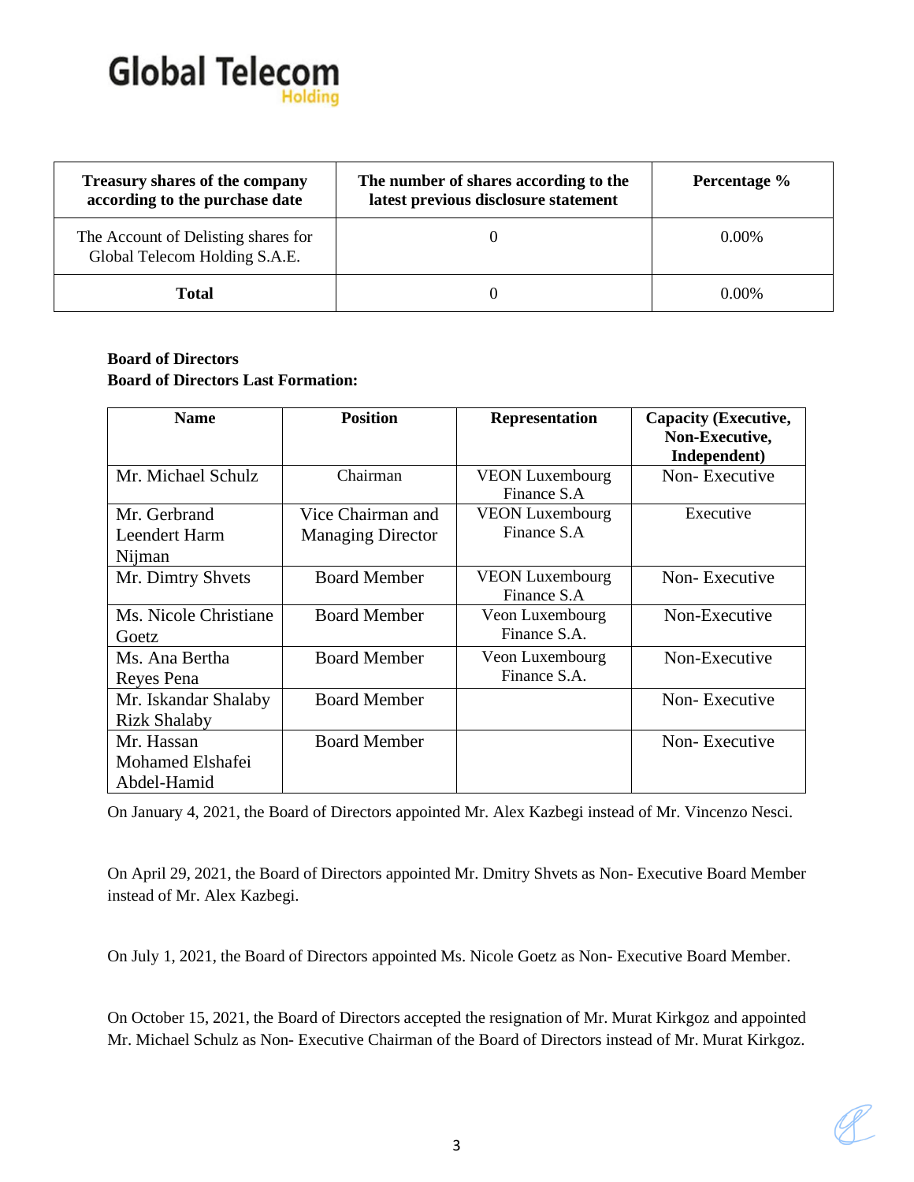| Treasury shares of the company according to the purchase date | The number of shares according to the latest previous disclosure statement | Percentage % |
|---|---|---|
| The Account of Delisting shares for Global Telecom Holding S.A.E. | 0 | 0.00% |
| **Total** | 0 | 0.00% |

**Board of Directors**
**Board of Directors Last Formation:**

| Name | Position | Representation | Capacity (Executive, Non-Executive, Independent) |
|---|---|---|---|
| Mr. Michael Schulz | Chairman | VEON Luxembourg Finance S.A | Non- Executive |
| Mr. Gerbrand Leendert Harm Nijman | Vice Chairman and Managing Director | VEON Luxembourg Finance S.A | Executive |
| Mr. Dimtry Shvets | Board Member | VEON Luxembourg Finance S.A | Non- Executive |
| Ms. Nicole Christiane Goetz | Board Member | Veon Luxembourg Finance S.A. | Non-Executive |
| Ms. Ana Bertha Reyes Pena | Board Member | Veon Luxembourg Finance S.A. | Non-Executive |
| Mr. Iskandar Shalaby Rizk Shalaby | Board Member | | Non- Executive |
| Mr. Hassan Mohamed Elshafei Abdel-Hamid | Board Member | | Non- Executive |

On January 4, 2021, the Board of Directors appointed Mr. Alex Kazbegi instead of Mr. Vincenzo Nesci.

On April 29, 2021, the Board of Directors appointed Mr. Dmitry Shvets as Non- Executive Board Member instead of Mr. Alex Kazbegi.

On July 1, 2021, the Board of Directors appointed Ms. Nicole Goetz as Non- Executive Board Member.

On October 15, 2021, the Board of Directors accepted the resignation of Mr. Murat Kirkgoz and appointed Mr. Michael Schulz as Non- Executive Chairman of the Board of Directors instead of Mr. Murat Kirkgoz.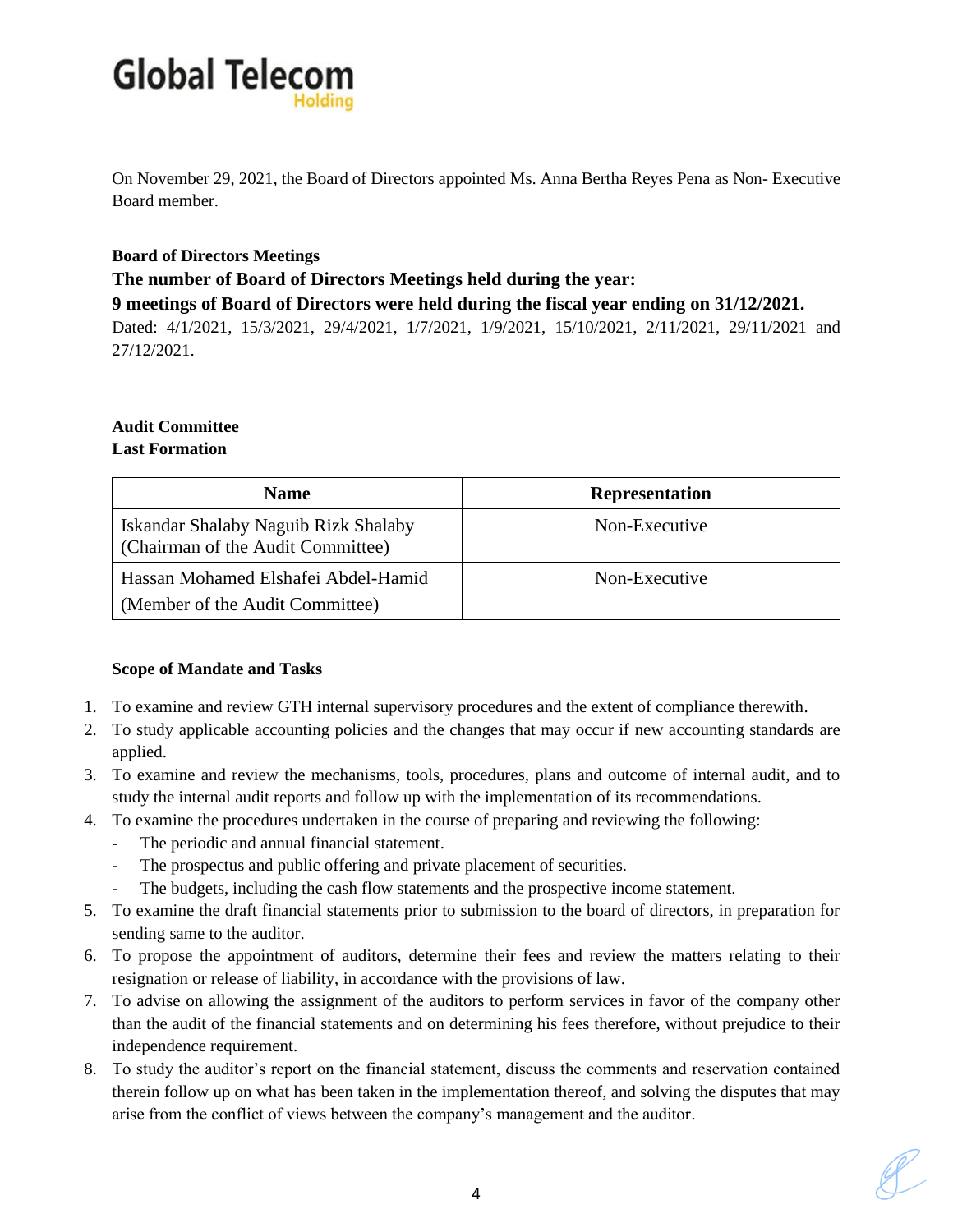On November 29, 2021, the Board of Directors appointed Ms. Anna Bertha Reyes Pena as Non- Executive Board member.

**Board of Directors Meetings**

**The number of Board of Directors Meetings held during the year:**

**9 meetings of Board of Directors were held during the fiscal year ending on 31/12/2021.**

Dated: 4/1/2021, 15/3/2021, 29/4/2021, 1/7/2021, 1/9/2021, 15/10/2021, 2/11/2021, 29/11/2021 and 27/12/2021.

**Audit Committee**

**Last Formation**

| Name | Representation |
|---|---|
| Iskandar Shalaby Naguib Rizk Shalaby (Chairman of the Audit Committee) | Non-Executive |
| Hassan Mohamed Elshafei Abdel-Hamid (Member of the Audit Committee) | Non-Executive |

**Scope of Mandate and Tasks**

1. To examine and review GTH internal supervisory procedures and the extent of compliance therewith.
2. To study applicable accounting policies and the changes that may occur if new accounting standards are applied.
3. To examine and review the mechanisms, tools, procedures, plans and outcome of internal audit, and to study the internal audit reports and follow up with the implementation of its recommendations.
4. To examine the procedures undertaken in the course of preparing and reviewing the following:
   - The periodic and annual financial statement.
   - The prospectus and public offering and private placement of securities.
   - The budgets, including the cash flow statements and the prospective income statement.
5. To examine the draft financial statements prior to submission to the board of directors, in preparation for sending same to the auditor.
6. To propose the appointment of auditors, determine their fees and review the matters relating to their resignation or release of liability, in accordance with the provisions of law.
7. To advise on allowing the assignment of the auditors to perform services in favor of the company other than the audit of the financial statements and on determining his fees therefore, without prejudice to their independence requirement.
8. To study the auditor's report on the financial statement, discuss the comments and reservation contained therein follow up on what has been taken in the implementation thereof, and solving the disputes that may arise from the conflict of views between the company's management and the auditor.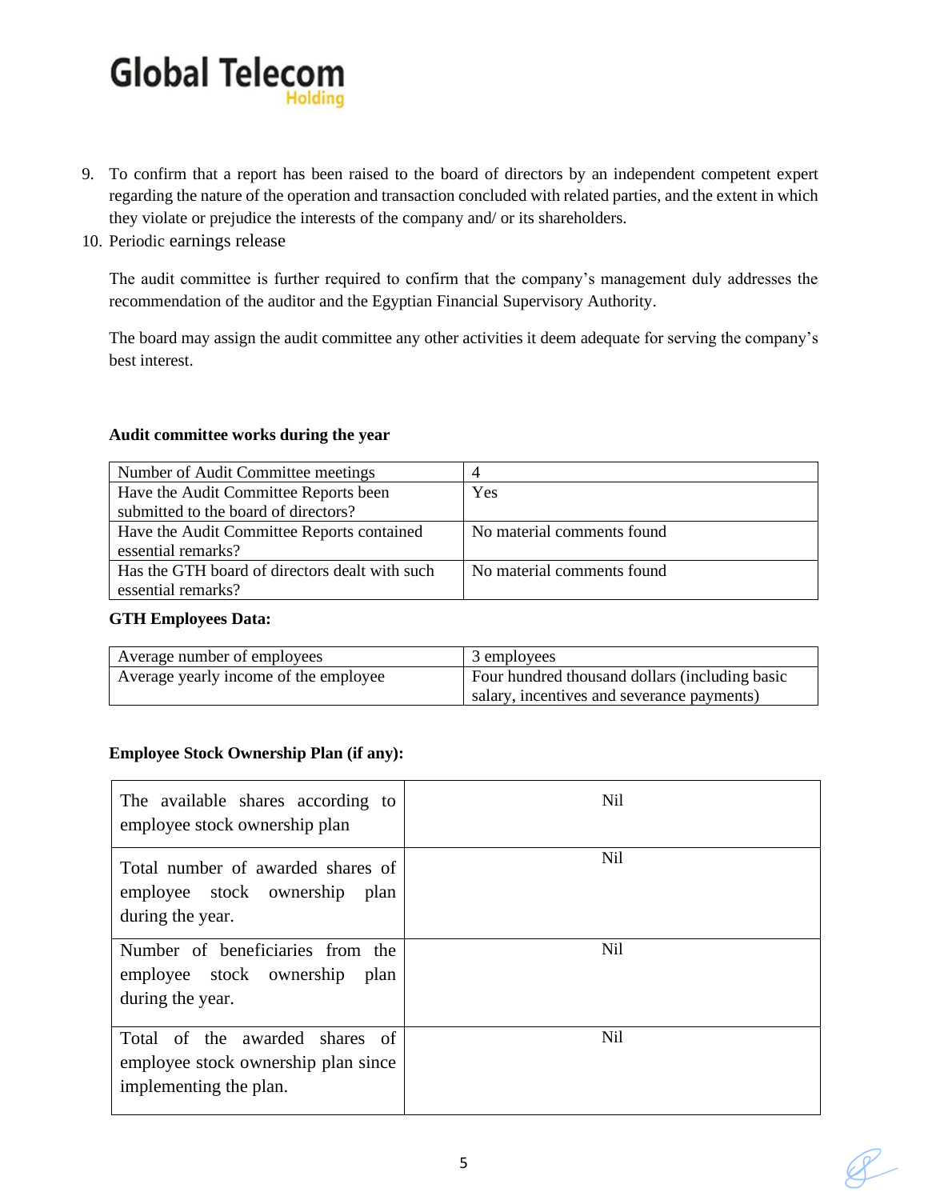9. To confirm that a report has been raised to the board of directors by an independent competent expert regarding the nature of the operation and transaction concluded with related parties, and the extent in which they violate or prejudice the interests of the company and/ or its shareholders.
10. Periodic earnings release

The audit committee is further required to confirm that the company's management duly addresses the recommendation of the auditor and the Egyptian Financial Supervisory Authority.

The board may assign the audit committee any other activities it deem adequate for serving the company's best interest.

**Audit committee works during the year**

| | |
|---|---|
| Number of Audit Committee meetings | 4 |
| Have the Audit Committee Reports been submitted to the board of directors? | Yes |
| Have the Audit Committee Reports contained essential remarks? | No material comments found |
| Has the GTH board of directors dealt with such essential remarks? | No material comments found |

**GTH Employees Data:**

| | |
|---|---|
| Average number of employees | 3 employees |
| Average yearly income of the employee | Four hundred thousand dollars (including basic salary, incentives and severance payments) |

**Employee Stock Ownership Plan (if any):**

| | |
|---|---|
| The available shares according to employee stock ownership plan | Nil |
| Total number of awarded shares of employee stock ownership plan during the year. | Nil |
| Number of beneficiaries from the employee stock ownership plan during the year. | Nil |
| Total of the awarded shares of employee stock ownership plan since implementing the plan. | Nil |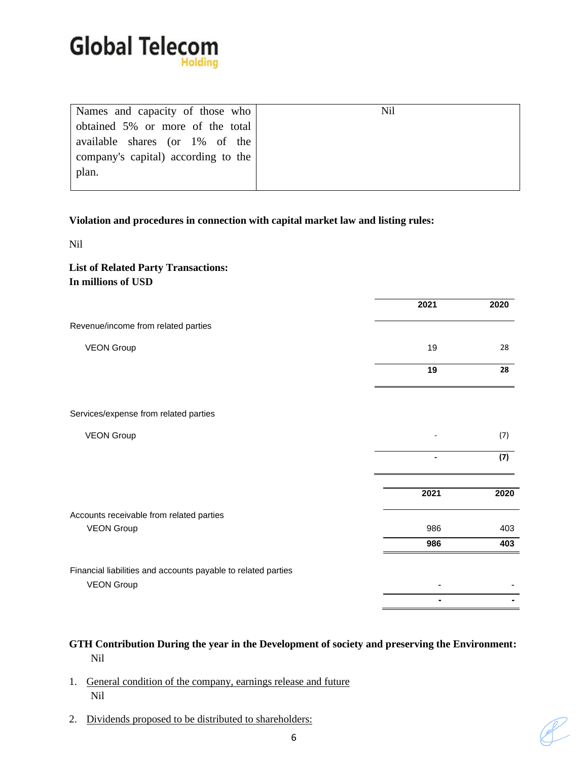| | |
|---|---|
| Names and capacity of those who obtained 5% or more of the total available shares (or 1% of the company's capital) according to the plan. | Nil |

**Violation and procedures in connection with capital market law and listing rules:**

Nil

**List of Related Party Transactions:**
**In millions of USD**

| | 2021 | 2020 |
|---|---|---|
| Revenue/income from related parties | | |
| VEON Group | 19 | 28 |
| | **19** | **28** |
| Services/expense from related parties | | |
| VEON Group | - | (7) |
| | **-** | **(7)** |

| | 2021 | 2020 |
|---|---|---|
| Accounts receivable from related parties | | |
| VEON Group | 986 | 403 |
| | **986** | **403** |
| Financial liabilities and accounts payable to related parties | | |
| VEON Group | - | - |
| | **-** | **-** |

**GTH Contribution During the year in the Development of society and preserving the Environment:**
Nil

1. General condition of the company, earnings release and future
   Nil

2. Dividends proposed to be distributed to shareholders: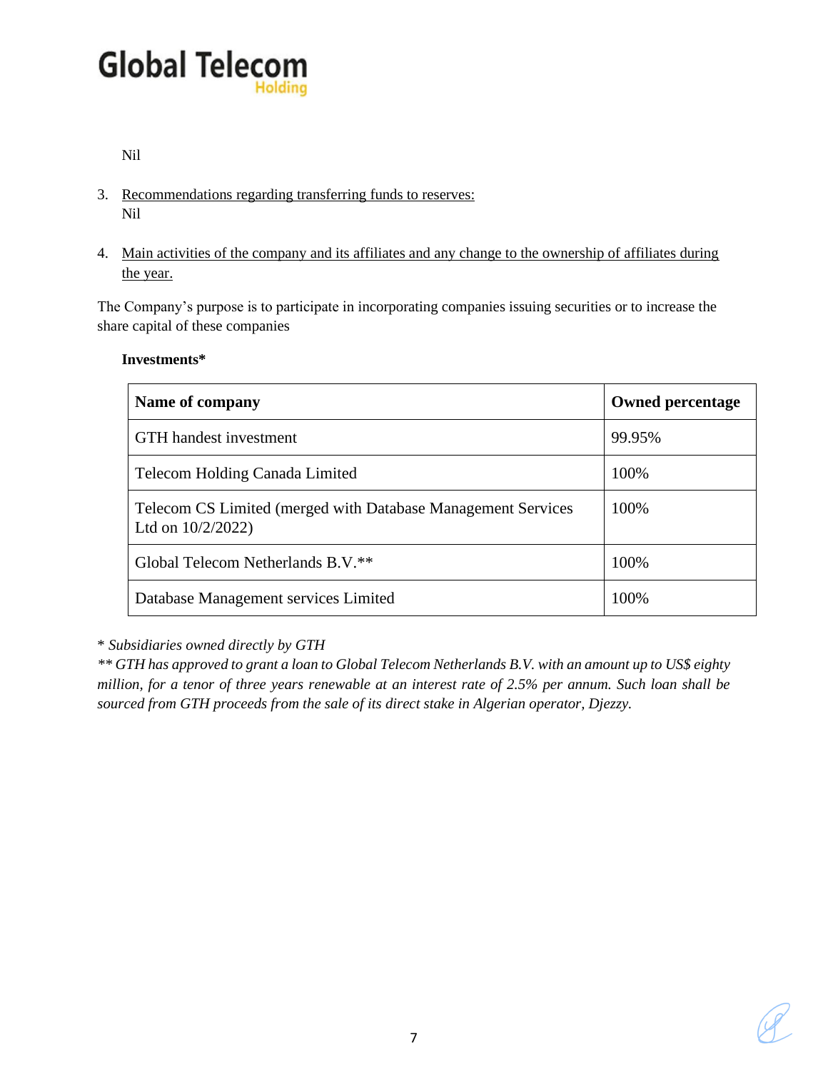Nil

3. Recommendations regarding transferring funds to reserves:
   Nil

4. Main activities of the company and its affiliates and any change to the ownership of affiliates during the year.

The Company's purpose is to participate in incorporating companies issuing securities or to increase the share capital of these companies

**Investments***

| Name of company | Owned percentage |
|---|---|
| GTH handest investment | 99.95% |
| Telecom Holding Canada Limited | 100% |
| Telecom CS Limited (merged with Database Management Services Ltd on 10/2/2022) | 100% |
| Global Telecom Netherlands B.V.** | 100% |
| Database Management services Limited | 100% |

*\* Subsidiaries owned directly by GTH*
*\*\* GTH has approved to grant a loan to Global Telecom Netherlands B.V. with an amount up to US$ eighty million, for a tenor of three years renewable at an interest rate of 2.5% per annum. Such loan shall be sourced from GTH proceeds from the sale of its direct stake in Algerian operator, Djezzy.*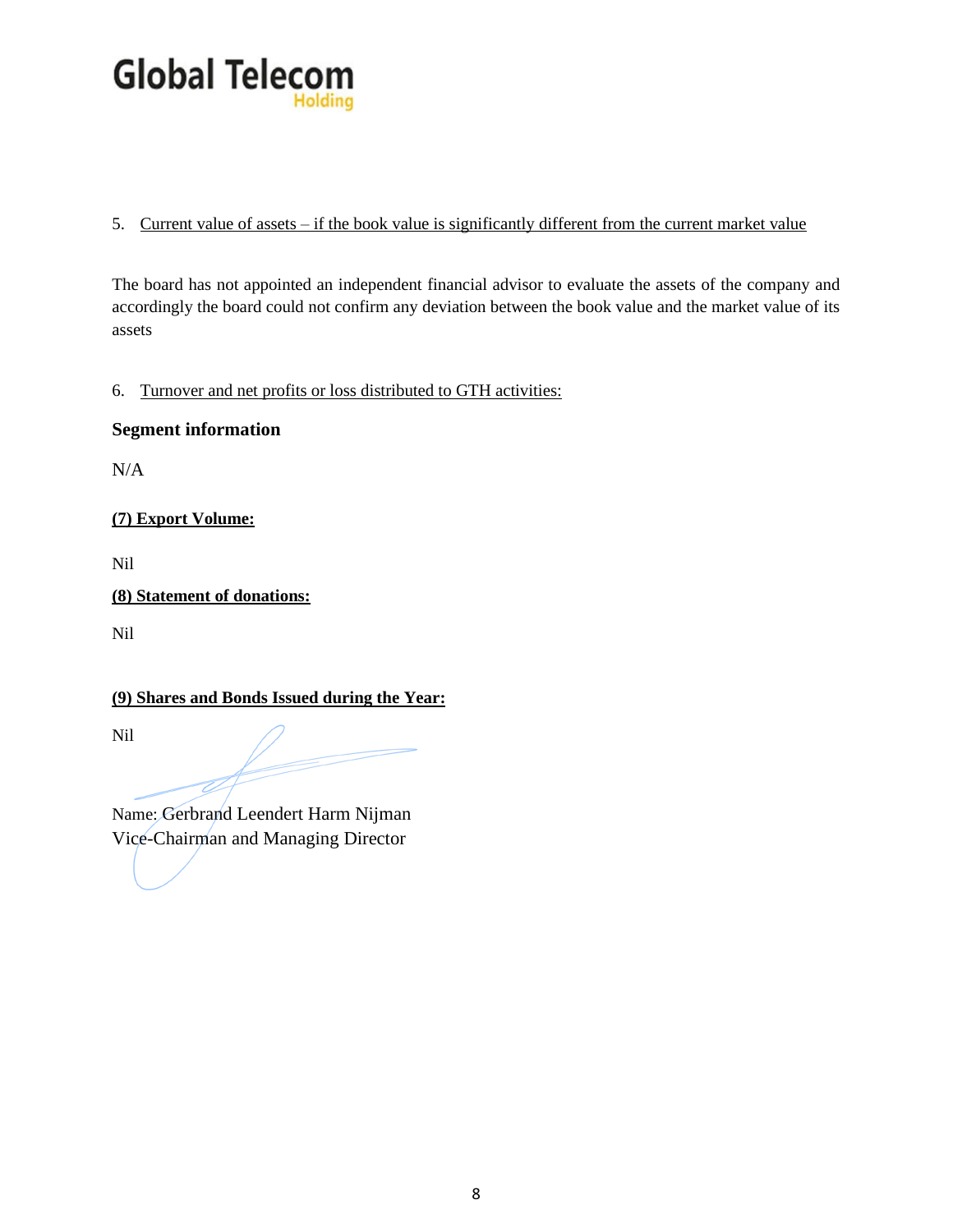5. Current value of assets – if the book value is significantly different from the current market value

The board has not appointed an independent financial advisor to evaluate the assets of the company and accordingly the board could not confirm any deviation between the book value and the market value of its assets

6. Turnover and net profits or loss distributed to GTH activities:

**Segment information**

N/A

**(7) Export Volume:**

Nil

**(8) Statement of donations:**

Nil

**(9) Shares and Bonds Issued during the Year:**

Nil

Name: Gerbrand Leendert Harm Nijman
Vice-Chairman and Managing Director